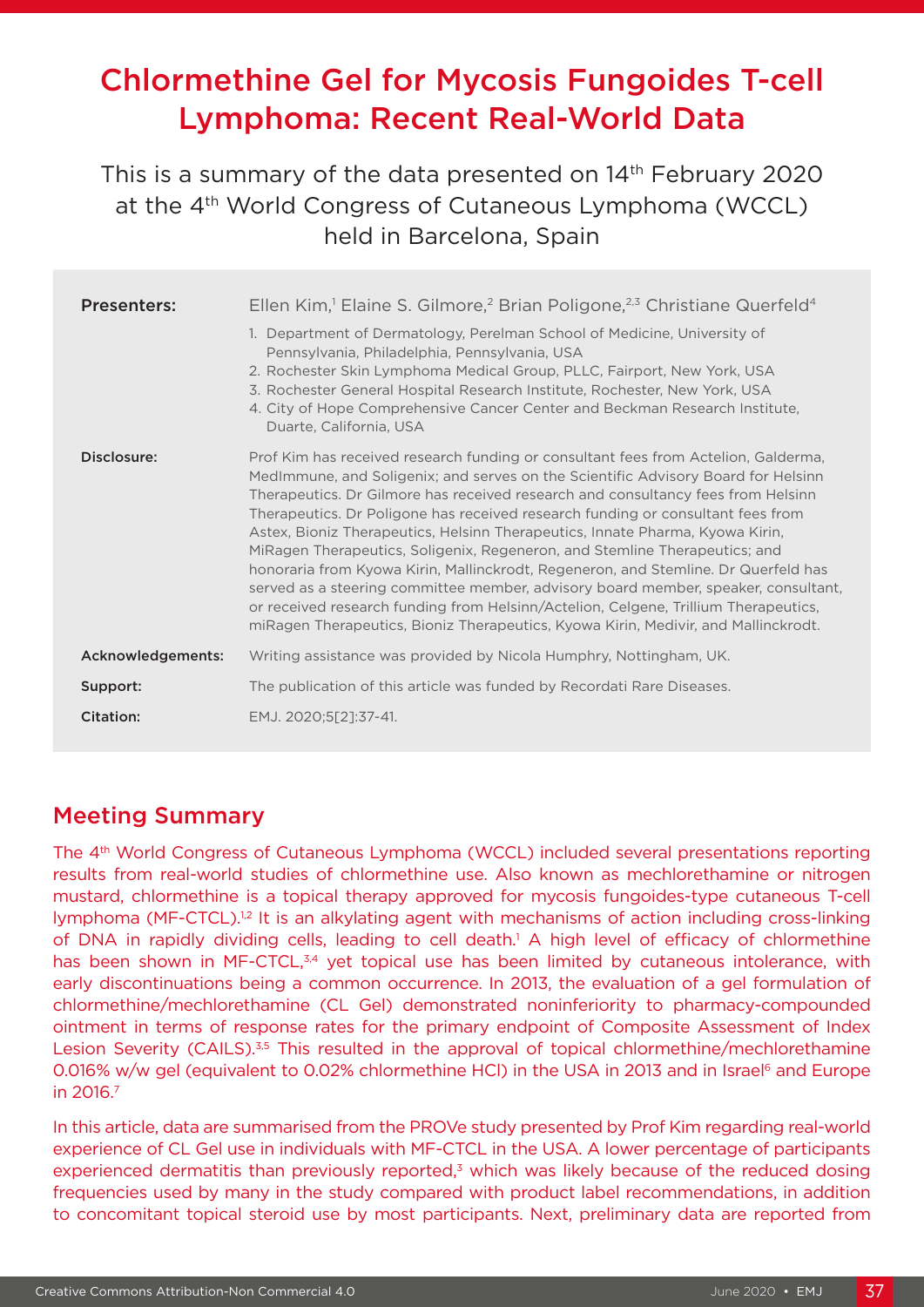# Chlormethine Gel for Mycosis Fungoides T-cell Lymphoma: Recent Real-World Data

This is a summary of the data presented on 14th February 2020 at the 4th World Congress of Cutaneous Lymphoma (WCCL) held in Barcelona, Spain

**Presenters:** Ellen Kim,[1] Elaine S. Gilmore,[2] Brian Poligone,[2,3] Christiane Querfeld[4]

1. Department of Dermatology, Perelman School of Medicine, University of Pennsylvania, Philadelphia, Pennsylvania, USA
2. Rochester Skin Lymphoma Medical Group, PLLC, Fairport, New York, USA
3. Rochester General Hospital Research Institute, Rochester, New York, USA
4. City of Hope Comprehensive Cancer Center and Beckman Research Institute, Duarte, California, USA

**Disclosure:** Prof Kim has received research funding or consultant fees from Actelion, Galderma, MedImmune, and Soligenix; and serves on the Scientific Advisory Board for Helsinn Therapeutics. Dr Gilmore has received research and consultancy fees from Helsinn Therapeutics. Dr Poligone has received research funding or consultant fees from Astex, Bioniz Therapeutics, Helsinn Therapeutics, Innate Pharma, Kyowa Kirin, MiRagen Therapeutics, Soligenix, Regeneron, and Stemline Therapeutics; and honoraria from Kyowa Kirin, Mallinckrodt, Regeneron, and Stemline. Dr Querfeld has served as a steering committee member, advisory board member, speaker, consultant, or received research funding from Helsinn/Actelion, Celgene, Trillium Therapeutics, miRagen Therapeutics, Bioniz Therapeutics, Kyowa Kirin, Medivir, and Mallinckrodt.

**Acknowledgements:** Writing assistance was provided by Nicola Humphry, Nottingham, UK.

**Support:** The publication of this article was funded by Recordati Rare Diseases.

**Citation:** EMJ. 2020;5[2]:37-41.

## Meeting Summary

The 4th World Congress of Cutaneous Lymphoma (WCCL) included several presentations reporting results from real-world studies of chlormethine use. Also known as mechlorethamine or nitrogen mustard, chlormethine is a topical therapy approved for mycosis fungoides-type cutaneous T-cell lymphoma (MF-CTCL).[1,2] It is an alkylating agent with mechanisms of action including cross-linking of DNA in rapidly dividing cells, leading to cell death.[1] A high level of efficacy of chlormethine has been shown in MF-CTCL,[3,4] yet topical use has been limited by cutaneous intolerance, with early discontinuations being a common occurrence. In 2013, the evaluation of a gel formulation of chlormethine/mechlorethamine (CL Gel) demonstrated noninferiority to pharmacy-compounded ointment in terms of response rates for the primary endpoint of Composite Assessment of Index Lesion Severity (CAILS).[3,5] This resulted in the approval of topical chlormethine/mechlorethamine 0.016% w/w gel (equivalent to 0.02% chlormethine HCl) in the USA in 2013 and in Israel[6] and Europe in 2016.[7]

In this article, data are summarised from the PROVe study presented by Prof Kim regarding real-world experience of CL Gel use in individuals with MF-CTCL in the USA. A lower percentage of participants experienced dermatitis than previously reported,[3] which was likely because of the reduced dosing frequencies used by many in the study compared with product label recommendations, in addition to concomitant topical steroid use by most participants. Next, preliminary data are reported from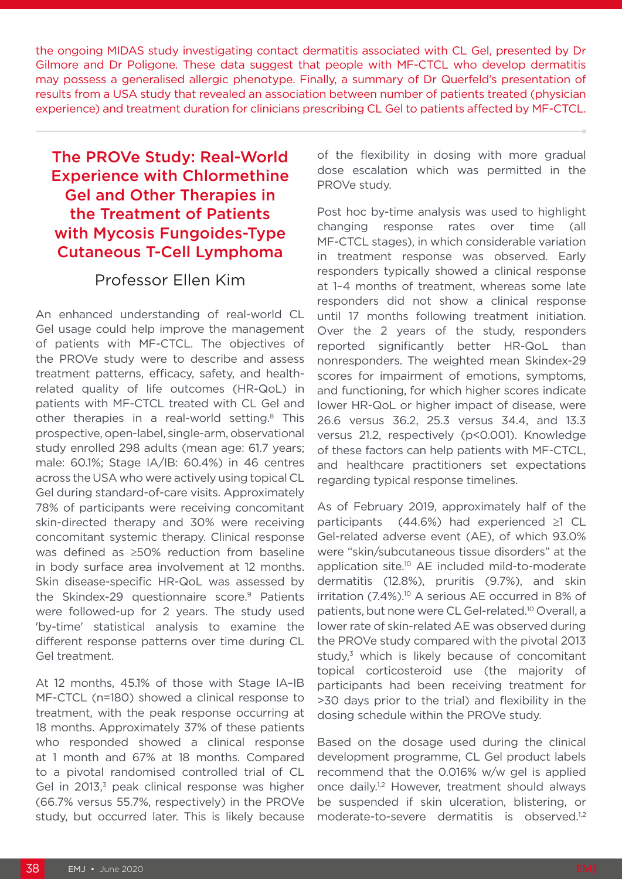the ongoing MIDAS study investigating contact dermatitis associated with CL Gel, presented by Dr Gilmore and Dr Poligone. These data suggest that people with MF-CTCL who develop dermatitis may possess a generalised allergic phenotype. Finally, a summary of Dr Querfeld's presentation of results from a USA study that revealed an association between number of patients treated (physician experience) and treatment duration for clinicians prescribing CL Gel to patients affected by MF-CTCL.

## The PROVe Study: Real-World Experience with Chlormethine Gel and Other Therapies in the Treatment of Patients with Mycosis Fungoides-Type Cutaneous T-Cell Lymphoma

### Professor Ellen Kim

An enhanced understanding of real-world CL Gel usage could help improve the management of patients with MF-CTCL. The objectives of the PROVe study were to describe and assess treatment patterns, efficacy, safety, and health-related quality of life outcomes (HR-QoL) in patients with MF-CTCL treated with CL Gel and other therapies in a real-world setting.[8] This prospective, open-label, single-arm, observational study enrolled 298 adults (mean age: 61.7 years; male: 60.1%; Stage IA/IB: 60.4%) in 46 centres across the USA who were actively using topical CL Gel during standard-of-care visits. Approximately 78% of participants were receiving concomitant skin-directed therapy and 30% were receiving concomitant systemic therapy. Clinical response was defined as ≥50% reduction from baseline in body surface area involvement at 12 months. Skin disease-specific HR-QoL was assessed by the Skindex-29 questionnaire score.[9] Patients were followed-up for 2 years. The study used 'by-time' statistical analysis to examine the different response patterns over time during CL Gel treatment.

At 12 months, 45.1% of those with Stage IA–IB MF-CTCL (n=180) showed a clinical response to treatment, with the peak response occurring at 18 months. Approximately 37% of these patients who responded showed a clinical response at 1 month and 67% at 18 months. Compared to a pivotal randomised controlled trial of CL Gel in 2013,[3] peak clinical response was higher (66.7% versus 55.7%, respectively) in the PROVe study, but occurred later. This is likely because of the flexibility in dosing with more gradual dose escalation which was permitted in the PROVe study.

Post hoc by-time analysis was used to highlight changing response rates over time (all MF-CTCL stages), in which considerable variation in treatment response was observed. Early responders typically showed a clinical response at 1–4 months of treatment, whereas some late responders did not show a clinical response until 17 months following treatment initiation. Over the 2 years of the study, responders reported significantly better HR-QoL than nonresponders. The weighted mean Skindex-29 scores for impairment of emotions, symptoms, and functioning, for which higher scores indicate lower HR-QoL or higher impact of disease, were 26.6 versus 36.2, 25.3 versus 34.4, and 13.3 versus 21.2, respectively ($p<0.001$). Knowledge of these factors can help patients with MF-CTCL, and healthcare practitioners set expectations regarding typical response timelines.

As of February 2019, approximately half of the participants (44.6%) had experienced ≥1 CL Gel-related adverse event (AE), of which 93.0% were "skin/subcutaneous tissue disorders" at the application site.[10] AE included mild-to-moderate dermatitis (12.8%), pruritis (9.7%), and skin irritation (7.4%).[10] A serious AE occurred in 8% of patients, but none were CL Gel-related.[10] Overall, a lower rate of skin-related AE was observed during the PROVe study compared with the pivotal 2013 study,[3] which is likely because of concomitant topical corticosteroid use (the majority of participants had been receiving treatment for >30 days prior to the trial) and flexibility in the dosing schedule within the PROVe study.

Based on the dosage used during the clinical development programme, CL Gel product labels recommend that the 0.016% w/w gel is applied once daily.[1,2] However, treatment should always be suspended if skin ulceration, blistering, or moderate-to-severe dermatitis is observed.[1,2]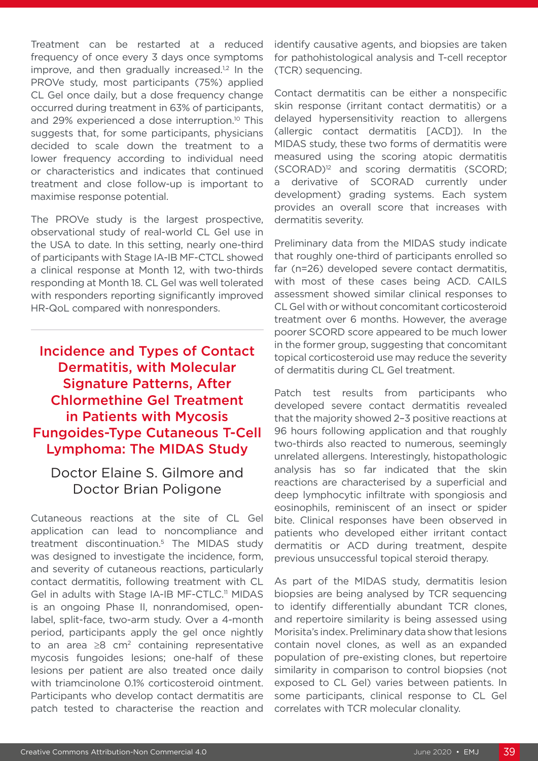Treatment can be restarted at a reduced frequency of once every 3 days once symptoms improve, and then gradually increased.[1,2] In the PROVe study, most participants (75%) applied CL Gel once daily, but a dose frequency change occurred during treatment in 63% of participants, and 29% experienced a dose interruption.[10] This suggests that, for some participants, physicians decided to scale down the treatment to a lower frequency according to individual need or characteristics and indicates that continued treatment and close follow-up is important to maximise response potential.

The PROVe study is the largest prospective, observational study of real-world CL Gel use in the USA to date. In this setting, nearly one-third of participants with Stage IA-IB MF-CTCL showed a clinical response at Month 12, with two-thirds responding at Month 18. CL Gel was well tolerated with responders reporting significantly improved HR-QoL compared with nonresponders.

## Incidence and Types of Contact Dermatitis, with Molecular Signature Patterns, After Chlormethine Gel Treatment in Patients with Mycosis Fungoides-Type Cutaneous T-Cell Lymphoma: The MIDAS Study

### Doctor Elaine S. Gilmore and Doctor Brian Poligone

Cutaneous reactions at the site of CL Gel application can lead to noncompliance and treatment discontinuation.[5] The MIDAS study was designed to investigate the incidence, form, and severity of cutaneous reactions, particularly contact dermatitis, following treatment with CL Gel in adults with Stage IA-IB MF-CTLC.[11] MIDAS is an ongoing Phase II, nonrandomised, open-label, split-face, two-arm study. Over a 4-month period, participants apply the gel once nightly to an area $\geq 8$ cm$^2$ containing representative mycosis fungoides lesions; one-half of these lesions per patient are also treated once daily with triamcinolone 0.1% corticosteroid ointment. Participants who develop contact dermatitis are patch tested to characterise the reaction and identify causative agents, and biopsies are taken for pathohistological analysis and T-cell receptor (TCR) sequencing.

Contact dermatitis can be either a nonspecific skin response (irritant contact dermatitis) or a delayed hypersensitivity reaction to allergens (allergic contact dermatitis [ACD]). In the MIDAS study, these two forms of dermatitis were measured using the scoring atopic dermatitis (SCORAD)[12] and scoring dermatitis (SCORD; a derivative of SCORAD currently under development) grading systems. Each system provides an overall score that increases with dermatitis severity.

Preliminary data from the MIDAS study indicate that roughly one-third of participants enrolled so far (n=26) developed severe contact dermatitis, with most of these cases being ACD. CAILS assessment showed similar clinical responses to CL Gel with or without concomitant corticosteroid treatment over 6 months. However, the average poorer SCORD score appeared to be much lower in the former group, suggesting that concomitant topical corticosteroid use may reduce the severity of dermatitis during CL Gel treatment.

Patch test results from participants who developed severe contact dermatitis revealed that the majority showed 2–3 positive reactions at 96 hours following application and that roughly two-thirds also reacted to numerous, seemingly unrelated allergens. Interestingly, histopathologic analysis has so far indicated that the skin reactions are characterised by a superficial and deep lymphocytic infiltrate with spongiosis and eosinophils, reminiscent of an insect or spider bite. Clinical responses have been observed in patients who developed either irritant contact dermatitis or ACD during treatment, despite previous unsuccessful topical steroid therapy.

As part of the MIDAS study, dermatitis lesion biopsies are being analysed by TCR sequencing to identify differentially abundant TCR clones, and repertoire similarity is being assessed using Morisita's index. Preliminary data show that lesions contain novel clones, as well as an expanded population of pre-existing clones, but repertoire similarity in comparison to control biopsies (not exposed to CL Gel) varies between patients. In some participants, clinical response to CL Gel correlates with TCR molecular clonality.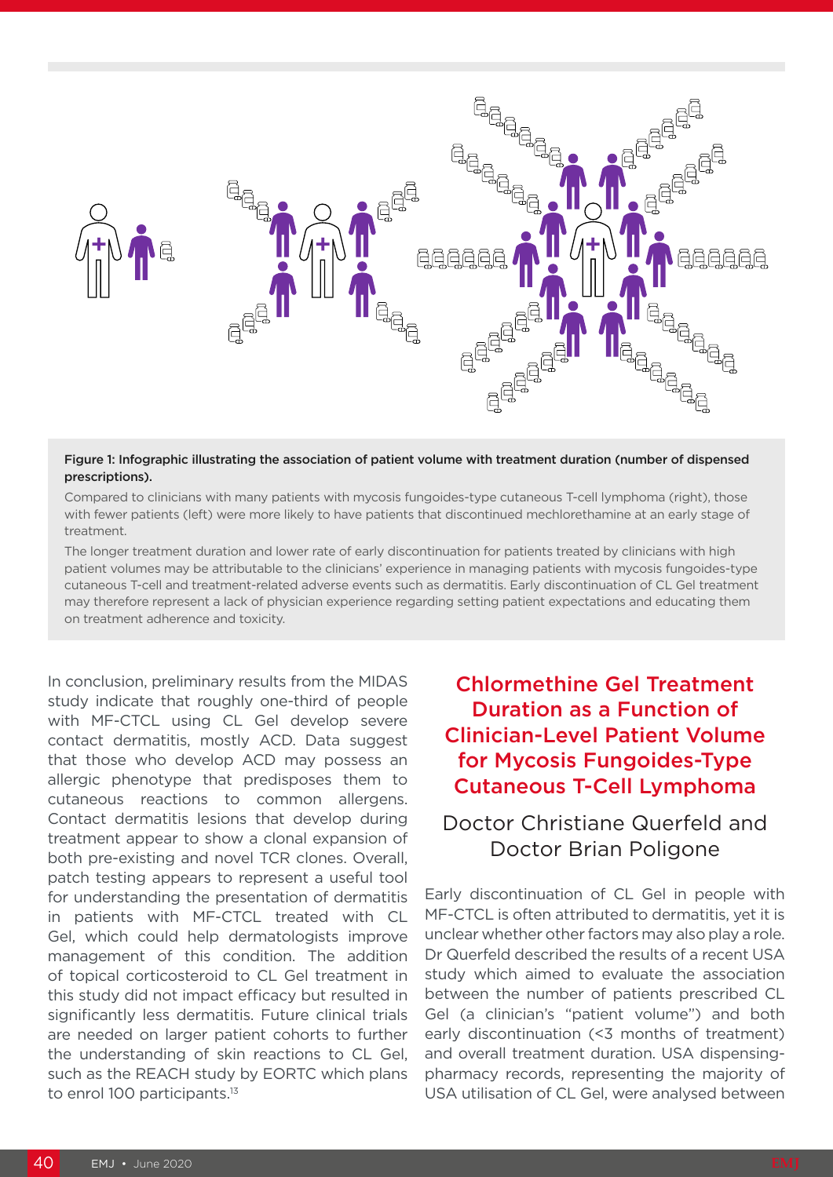**Figure 1: Infographic illustrating the association of patient volume with treatment duration (number of dispensed prescriptions).**

Compared to clinicians with many patients with mycosis fungoides-type cutaneous T-cell lymphoma (right), those with fewer patients (left) were more likely to have patients that discontinued mechlorethamine at an early stage of treatment.

The longer treatment duration and lower rate of early discontinuation for patients treated by clinicians with high patient volumes may be attributable to the clinicians' experience in managing patients with mycosis fungoides-type cutaneous T-cell and treatment-related adverse events such as dermatitis. Early discontinuation of CL Gel treatment may therefore represent a lack of physician experience regarding setting patient expectations and educating them on treatment adherence and toxicity.

In conclusion, preliminary results from the MIDAS study indicate that roughly one-third of people with MF-CTCL using CL Gel develop severe contact dermatitis, mostly ACD. Data suggest that those who develop ACD may possess an allergic phenotype that predisposes them to cutaneous reactions to common allergens. Contact dermatitis lesions that develop during treatment appear to show a clonal expansion of both pre-existing and novel TCR clones. Overall, patch testing appears to represent a useful tool for understanding the presentation of dermatitis in patients with MF-CTCL treated with CL Gel, which could help dermatologists improve management of this condition. The addition of topical corticosteroid to CL Gel treatment in this study did not impact efficacy but resulted in significantly less dermatitis. Future clinical trials are needed on larger patient cohorts to further the understanding of skin reactions to CL Gel, such as the REACH study by EORTC which plans to enrol 100 participants.[13]

## Chlormethine Gel Treatment Duration as a Function of Clinician-Level Patient Volume for Mycosis Fungoides-Type Cutaneous T-Cell Lymphoma

### Doctor Christiane Querfeld and Doctor Brian Poligone

Early discontinuation of CL Gel in people with MF-CTCL is often attributed to dermatitis, yet it is unclear whether other factors may also play a role. Dr Querfeld described the results of a recent USA study which aimed to evaluate the association between the number of patients prescribed CL Gel (a clinician's "patient volume") and both early discontinuation (<3 months of treatment) and overall treatment duration. USA dispensing-pharmacy records, representing the majority of USA utilisation of CL Gel, were analysed between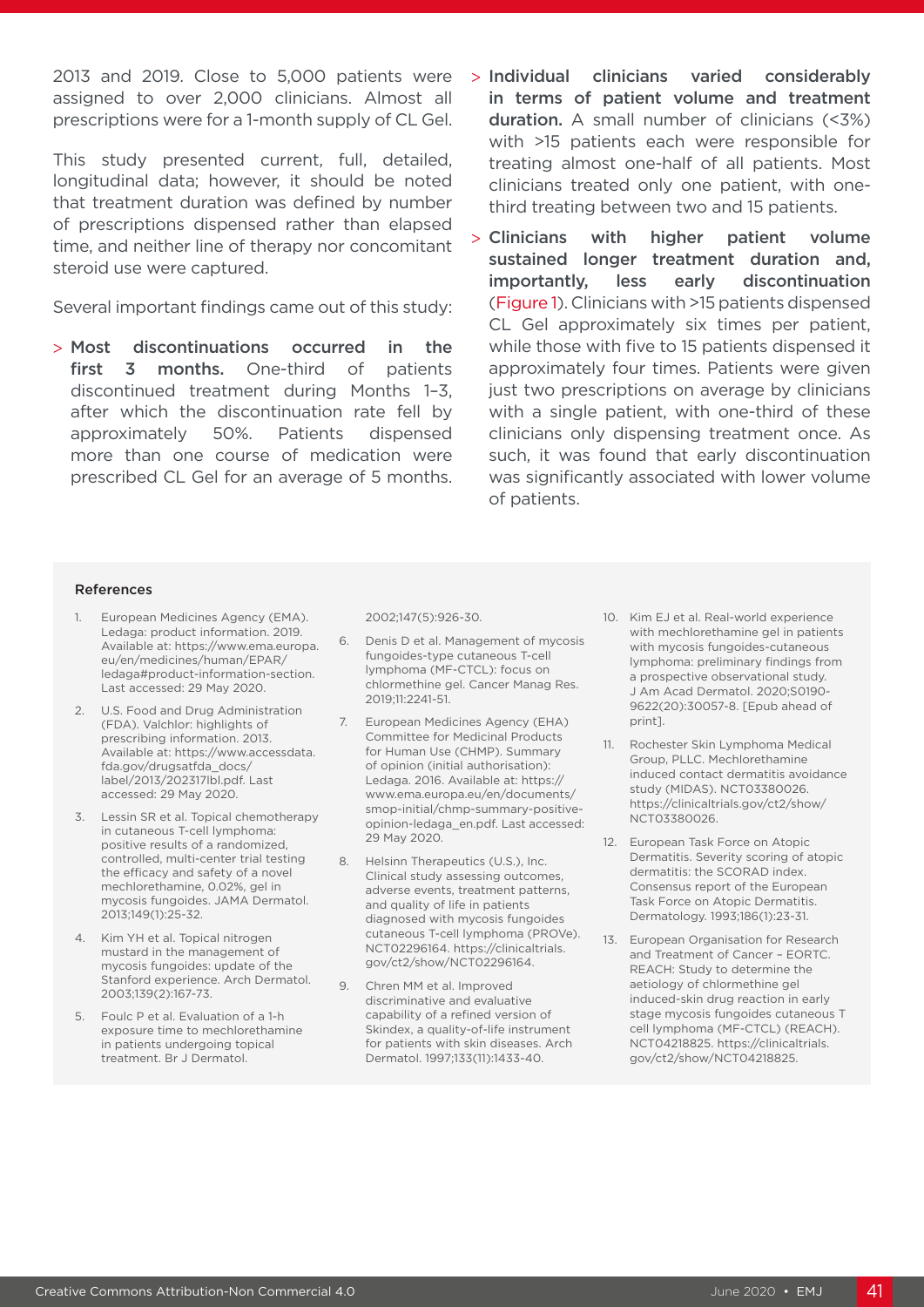2013 and 2019. Close to 5,000 patients were assigned to over 2,000 clinicians. Almost all prescriptions were for a 1-month supply of CL Gel.

This study presented current, full, detailed, longitudinal data; however, it should be noted that treatment duration was defined by number of prescriptions dispensed rather than elapsed time, and neither line of therapy nor concomitant steroid use were captured.

Several important findings came out of this study:

> **Most discontinuations occurred in the first 3 months.** One-third of patients discontinued treatment during Months 1–3, after which the discontinuation rate fell by approximately 50%. Patients dispensed more than one course of medication were prescribed CL Gel for an average of 5 months.

> **Individual clinicians varied considerably in terms of patient volume and treatment duration.** A small number of clinicians (<3%) with >15 patients each were responsible for treating almost one-half of all patients. Most clinicians treated only one patient, with one-third treating between two and 15 patients.

> **Clinicians with higher patient volume sustained longer treatment duration and, importantly, less early discontinuation** (Figure 1). Clinicians with >15 patients dispensed CL Gel approximately six times per patient, while those with five to 15 patients dispensed it approximately four times. Patients were given just two prescriptions on average by clinicians with a single patient, with one-third of these clinicians only dispensing treatment once. As such, it was found that early discontinuation was significantly associated with lower volume of patients.

### References

1. European Medicines Agency (EMA). Ledaga: product information. 2019. Available at: https://www.ema.europa.eu/en/medicines/human/EPAR/ledaga#product-information-section. Last accessed: 29 May 2020.
2. U.S. Food and Drug Administration (FDA). Valchlor: highlights of prescribing information. 2013. Available at: https://www.accessdata.fda.gov/drugsatfda_docs/label/2013/202317lbl.pdf. Last accessed: 29 May 2020.
3. Lessin SR et al. Topical chemotherapy in cutaneous T-cell lymphoma: positive results of a randomized, controlled, multi-center trial testing the efficacy and safety of a novel mechlorethamine, 0.02%, gel in mycosis fungoides. JAMA Dermatol. 2013;149(1):25-32.
4. Kim YH et al. Topical nitrogen mustard in the management of mycosis fungoides: update of the Stanford experience. Arch Dermatol. 2003;139(2):167-73.
5. Foulc P et al. Evaluation of a 1-h exposure time to mechlorethamine in patients undergoing topical treatment. Br J Dermatol. 2002;147(5):926-30.
6. Denis D et al. Management of mycosis fungoides-type cutaneous T-cell lymphoma (MF-CTCL): focus on chlormethine gel. Cancer Manag Res. 2019;11:2241-51.
7. European Medicines Agency (EHA) Committee for Medicinal Products for Human Use (CHMP). Summary of opinion (initial authorisation): Ledaga. 2016. Available at: https://www.ema.europa.eu/en/documents/smop-initial/chmp-summary-positive-opinion-ledaga_en.pdf. Last accessed: 29 May 2020.
8. Helsinn Therapeutics (U.S.), Inc. Clinical study assessing outcomes, adverse events, treatment patterns, and quality of life in patients diagnosed with mycosis fungoides cutaneous T-cell lymphoma (PROVe). NCT02296164. https://clinicaltrials.gov/ct2/show/NCT02296164.
9. Chren MM et al. Improved discriminative and evaluative capability of a refined version of Skindex, a quality-of-life instrument for patients with skin diseases. Arch Dermatol. 1997;133(11):1433-40.
10. Kim EJ et al. Real-world experience with mechlorethamine gel in patients with mycosis fungoides-cutaneous lymphoma: preliminary findings from a prospective observational study. J Am Acad Dermatol. 2020;S0190-9622(20):30057-8. [Epub ahead of print].
11. Rochester Skin Lymphoma Medical Group, PLLC. Mechlorethamine induced contact dermatitis avoidance study (MIDAS). NCT03380026. https://clinicaltrials.gov/ct2/show/NCT03380026.
12. European Task Force on Atopic Dermatitis. Severity scoring of atopic dermatitis: the SCORAD index. Consensus report of the European Task Force on Atopic Dermatitis. Dermatology. 1993;186(1):23-31.
13. European Organisation for Research and Treatment of Cancer – EORTC. REACH: Study to determine the aetiology of chlormethine gel induced-skin drug reaction in early stage mycosis fungoides cutaneous T cell lymphoma (MF-CTCL) (REACH). NCT04218825. https://clinicaltrials.gov/ct2/show/NCT04218825.